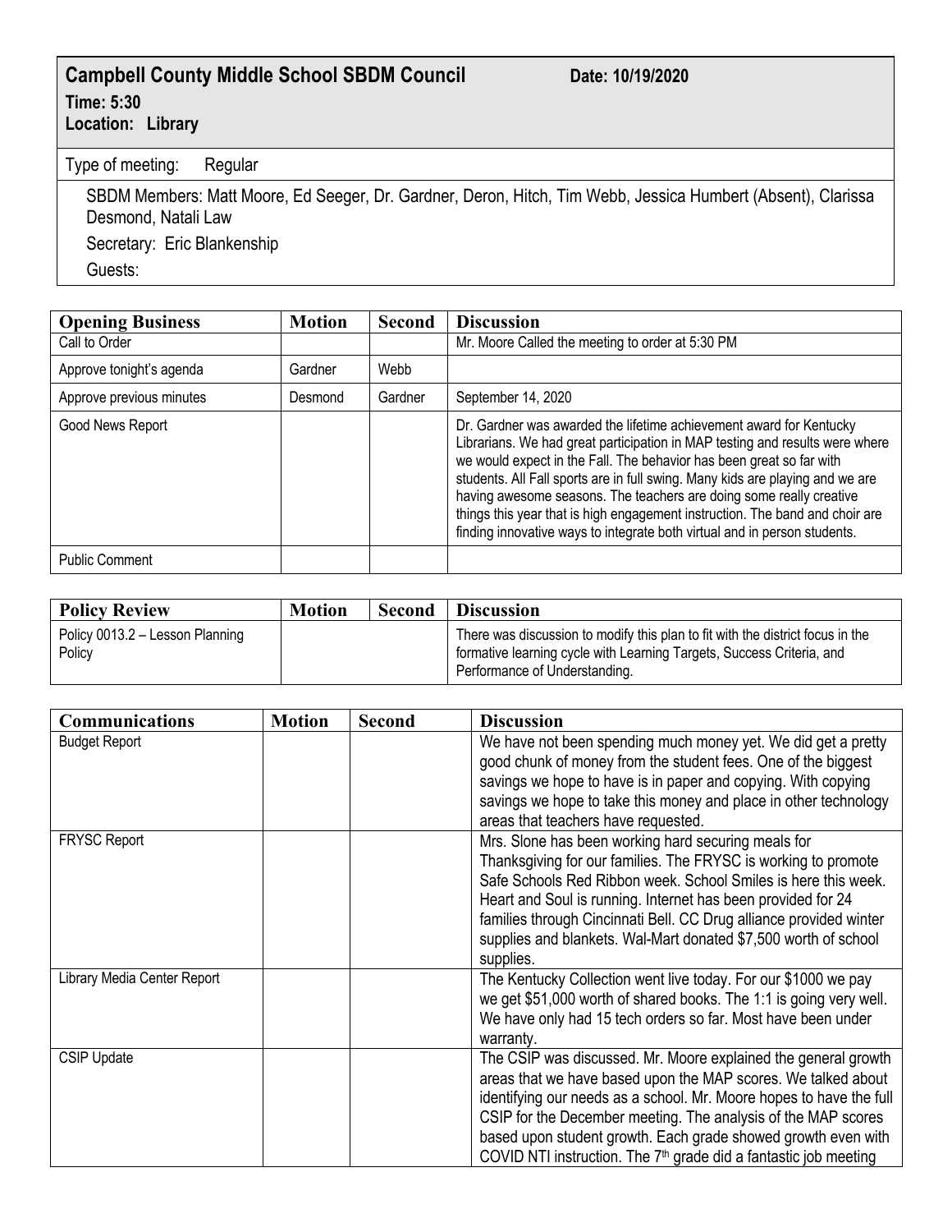## Campbell County Middle School SBDM Council

**Date: 10/19/2020**

**Time: 5:30**

**Location: Library**

Type of meeting: Regular

SBDM Members: Matt Moore, Ed Seeger, Dr. Gardner, Deron, Hitch, Tim Webb, Jessica Humbert (Absent), Clarissa Desmond, Natali Law

Secretary: Eric Blankenship

Guests:

| Opening Business | Motion | Second | Discussion |
|---|---|---|---|
| Call to Order | | | Mr. Moore Called the meeting to order at 5:30 PM |
| Approve tonight's agenda | Gardner | Webb | |
| Approve previous minutes | Desmond | Gardner | September 14, 2020 |
| Good News Report | | | Dr. Gardner was awarded the lifetime achievement award for Kentucky Librarians. We had great participation in MAP testing and results were where we would expect in the Fall. The behavior has been great so far with students. All Fall sports are in full swing. Many kids are playing and we are having awesome seasons. The teachers are doing some really creative things this year that is high engagement instruction. The band and choir are finding innovative ways to integrate both virtual and in person students. |
| Public Comment | | | |

| Policy Review | Motion | Second | Discussion |
|---|---|---|---|
| Policy 0013.2 – Lesson Planning Policy | | | There was discussion to modify this plan to fit with the district focus in the formative learning cycle with Learning Targets, Success Criteria, and Performance of Understanding. |

| Communications | Motion | Second | Discussion |
|---|---|---|---|
| Budget Report | | | We have not been spending much money yet. We did get a pretty good chunk of money from the student fees. One of the biggest savings we hope to have is in paper and copying. With copying savings we hope to take this money and place in other technology areas that teachers have requested. |
| FRYSC Report | | | Mrs. Slone has been working hard securing meals for Thanksgiving for our families. The FRYSC is working to promote Safe Schools Red Ribbon week. School Smiles is here this week. Heart and Soul is running. Internet has been provided for 24 families through Cincinnati Bell. CC Drug alliance provided winter supplies and blankets. Wal-Mart donated $7,500 worth of school supplies. |
| Library Media Center Report | | | The Kentucky Collection went live today. For our $1000 we pay we get $51,000 worth of shared books. The 1:1 is going very well. We have only had 15 tech orders so far. Most have been under warranty. |
| CSIP Update | | | The CSIP was discussed. Mr. Moore explained the general growth areas that we have based upon the MAP scores. We talked about identifying our needs as a school. Mr. Moore hopes to have the full CSIP for the December meeting. The analysis of the MAP scores based upon student growth. Each grade showed growth even with COVID NTI instruction. The 7th grade did a fantastic job meeting |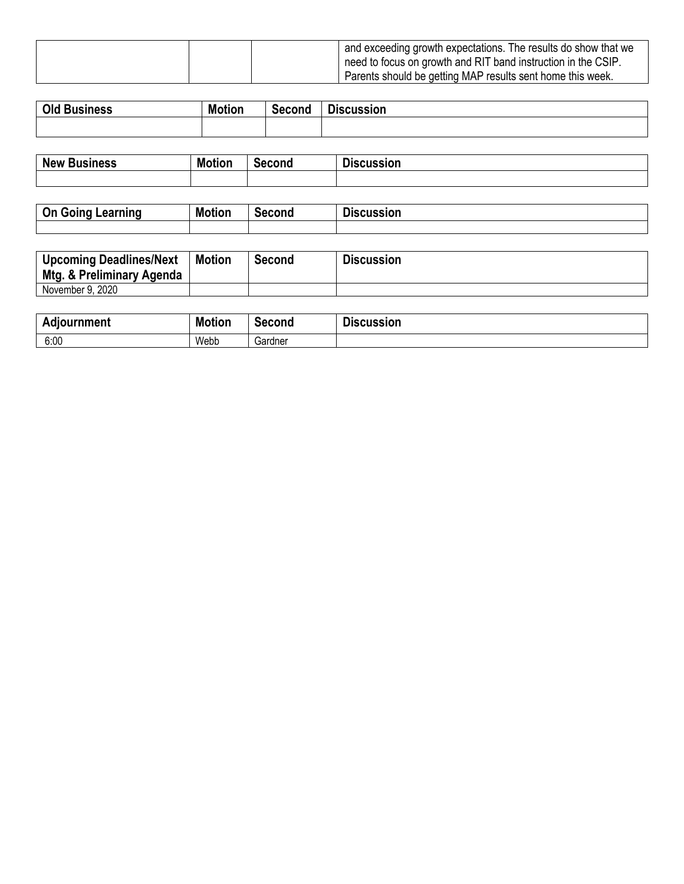| | | | |
|---|---|---|---|
| | | | and exceeding growth expectations. The results do show that we need to focus on growth and RIT band instruction in the CSIP. Parents should be getting MAP results sent home this week. |

| Old Business | Motion | Second | Discussion |
|---|---|---|---|
| | | | |

| New Business | Motion | Second | Discussion |
|---|---|---|---|
| | | | |

| On Going Learning | Motion | Second | Discussion |
|---|---|---|---|
| | | | |

| Upcoming Deadlines/Next Mtg. & Preliminary Agenda | Motion | Second | Discussion |
|---|---|---|---|
| November 9, 2020 | | | |

| Adjournment | Motion | Second | Discussion |
|---|---|---|---|
| 6:00 | Webb | Gardner | |